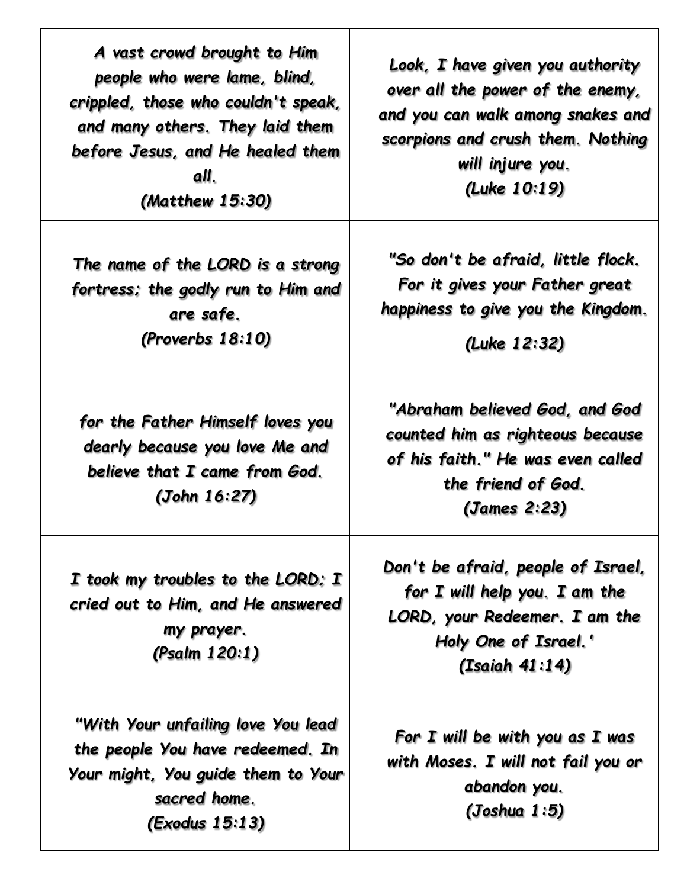| | |
|---|---|
| *A vast crowd brought to Him people who were lame, blind, crippled, those who couldn't speak, and many others. They laid them before Jesus, and He healed them all.* *(Matthew 15:30)* | *Look, I have given you authority over all the power of the enemy, and you can walk among snakes and scorpions and crush them. Nothing will injure you.* *(Luke 10:19)* |
| *The name of the LORD is a strong fortress; the godly run to Him and are safe.* *(Proverbs 18:10)* | *"So don't be afraid, little flock. For it gives your Father great happiness to give you the Kingdom.* *(Luke 12:32)* |
| *for the Father Himself loves you dearly because you love Me and believe that I came from God.* *(John 16:27)* | *"Abraham believed God, and God counted him as righteous because of his faith." He was even called the friend of God.* *(James 2:23)* |
| *I took my troubles to the LORD; I cried out to Him, and He answered my prayer.* *(Psalm 120:1)* | *Don't be afraid, people of Israel, for I will help you. I am the LORD, your Redeemer. I am the Holy One of Israel.'* *(Isaiah 41:14)* |
| *"With Your unfailing love You lead the people You have redeemed. In Your might, You guide them to Your sacred home.* *(Exodus 15:13)* | *For I will be with you as I was with Moses. I will not fail you or abandon you.* *(Joshua 1:5)* |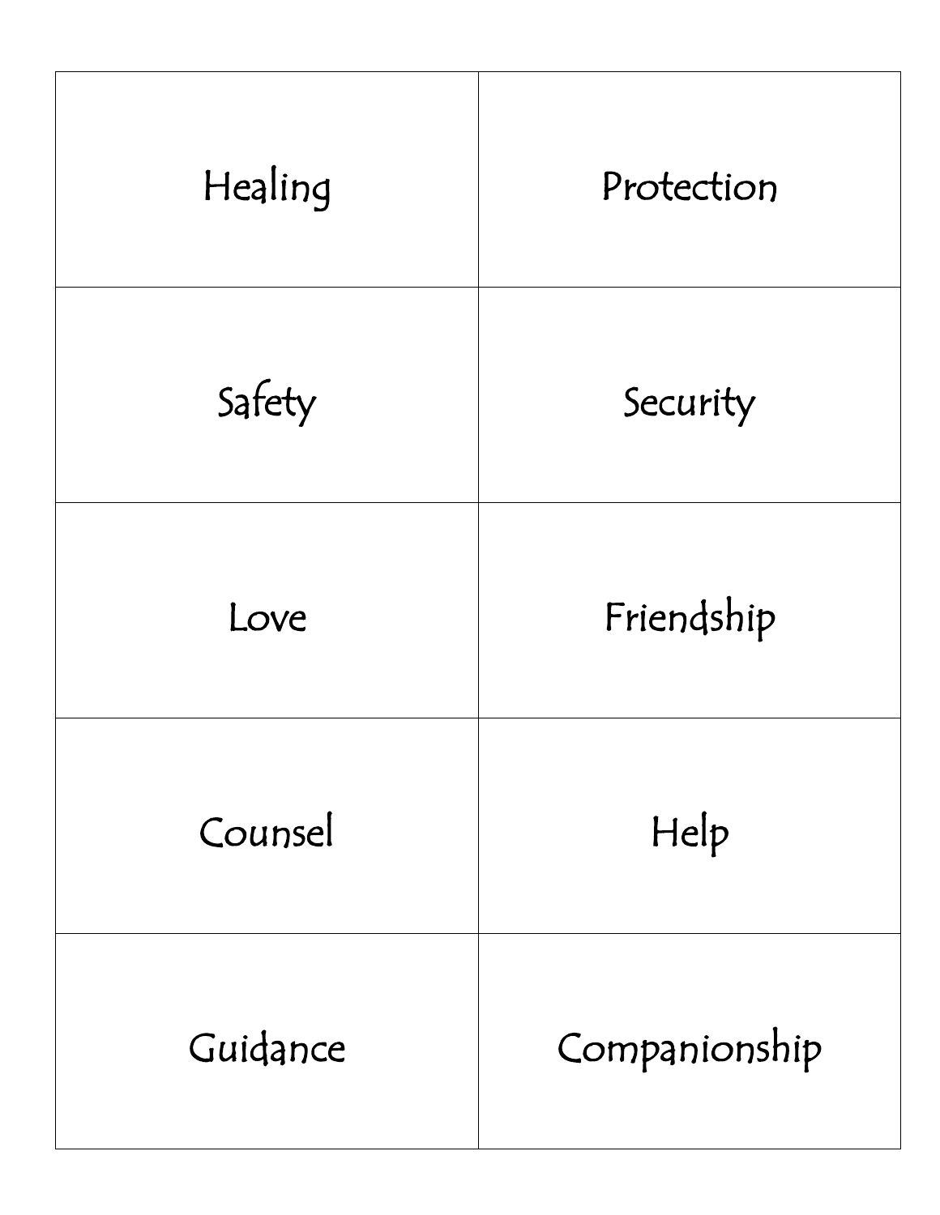| | |
|---|---|
| Healing | Protection |
| Safety | Security |
| Love | Friendship |
| Counsel | Help |
| Guidance | Companionship |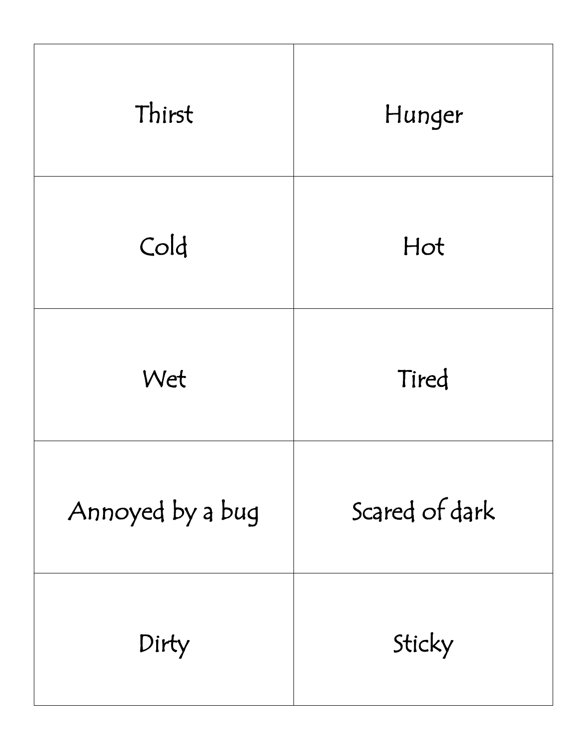| | |
|---|---|
| Thirst | Hunger |
| Cold | Hot |
| Wet | Tired |
| Annoyed by a bug | Scared of dark |
| Dirty | Sticky |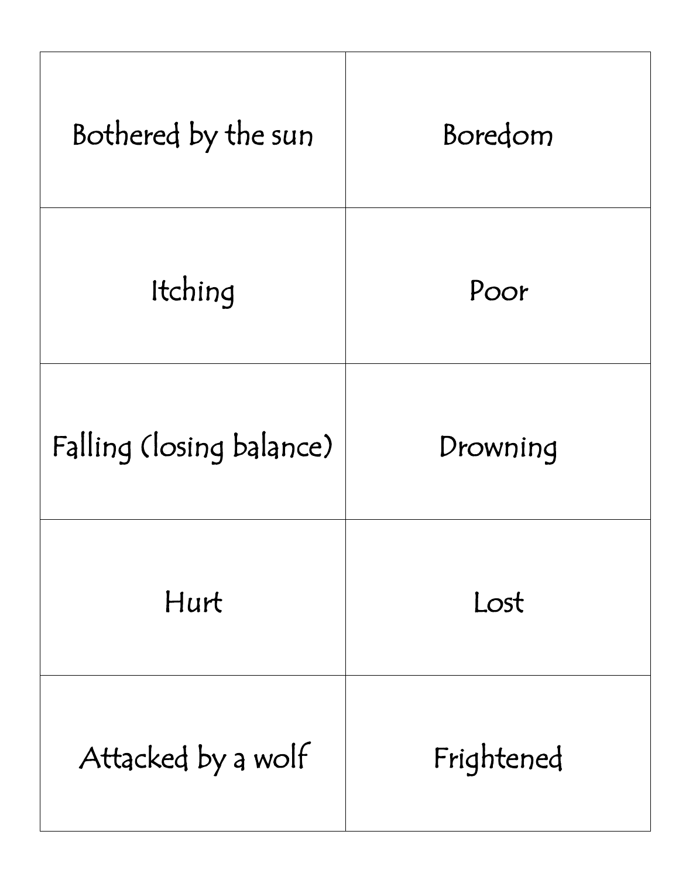| | |
|---|---|
| Bothered by the sun | Boredom |
| Itching | Poor |
| Falling (losing balance) | Drowning |
| Hurt | Lost |
| Attacked by a wolf | Frightened |